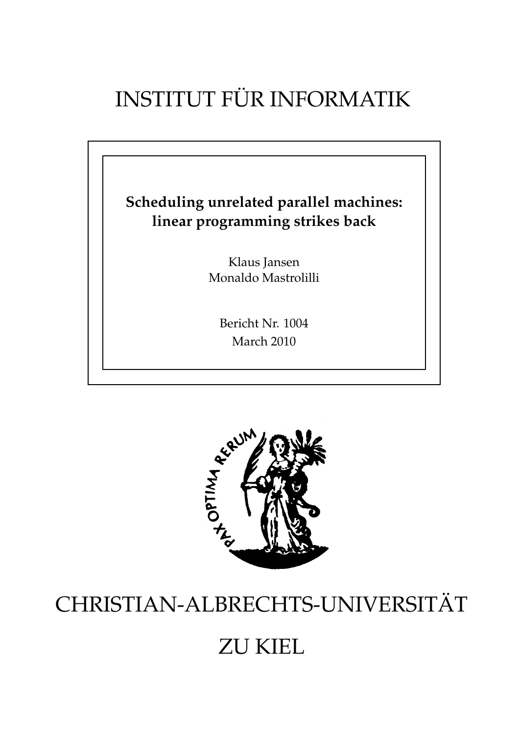# INSTITUT FÜR INFORMATIK

**Scheduling unrelated parallel machines: linear programming strikes back**

Klaus Jansen
Monaldo Mastrolilli

Bericht Nr. 1004
March 2010

PAX OPTIMA RERUM

# CHRISTIAN-ALBRECHTS-UNIVERSITÄT ZU KIEL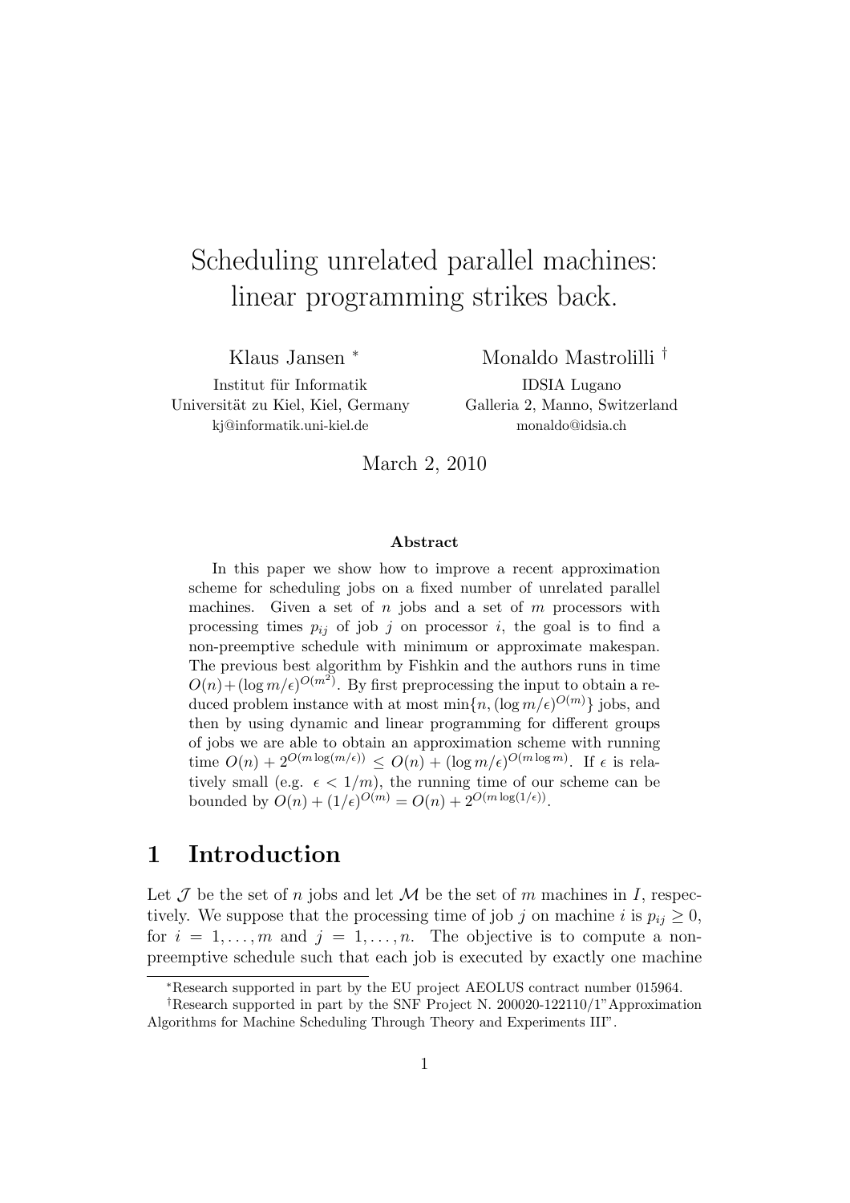# Scheduling unrelated parallel machines: linear programming strikes back.

Klaus Jansen *

Institut für Informatik
Universität zu Kiel, Kiel, Germany
kj@informatik.uni-kiel.de

Monaldo Mastrolilli †

IDSIA Lugano
Galleria 2, Manno, Switzerland
monaldo@idsia.ch

March 2, 2010

### Abstract

In this paper we show how to improve a recent approximation scheme for scheduling jobs on a fixed number of unrelated parallel machines. Given a set of $n$ jobs and a set of $m$ processors with processing times $p_{ij}$ of job $j$ on processor $i$, the goal is to find a non-preemptive schedule with minimum or approximate makespan. The previous best algorithm by Fishkin and the authors runs in time $O(n) + (\log m/\epsilon)^{O(m^2)}$. By first preprocessing the input to obtain a reduced problem instance with at most $\min\{n, (\log m/\epsilon)^{O(m)}\}$ jobs, and then by using dynamic and linear programming for different groups of jobs we are able to obtain an approximation scheme with running time $O(n) + 2^{O(m \log(m/\epsilon))} \leq O(n) + (\log m/\epsilon)^{O(m \log m)}$. If $\epsilon$ is relatively small (e.g. $\epsilon < 1/m$), the running time of our scheme can be bounded by $O(n) + (1/\epsilon)^{O(m)} = O(n) + 2^{O(m \log(1/\epsilon))}$.

## 1 Introduction

Let $\mathcal{J}$ be the set of $n$ jobs and let $\mathcal{M}$ be the set of $m$ machines in $I$, respectively. We suppose that the processing time of job $j$ on machine $i$ is $p_{ij} \geq 0$, for $i = 1, \ldots, m$ and $j = 1, \ldots, n$. The objective is to compute a non-preemptive schedule such that each job is executed by exactly one machine

*Research supported in part by the EU project AEOLUS contract number 015964.

†Research supported in part by the SNF Project N. 200020-122110/1"Approximation Algorithms for Machine Scheduling Through Theory and Experiments III".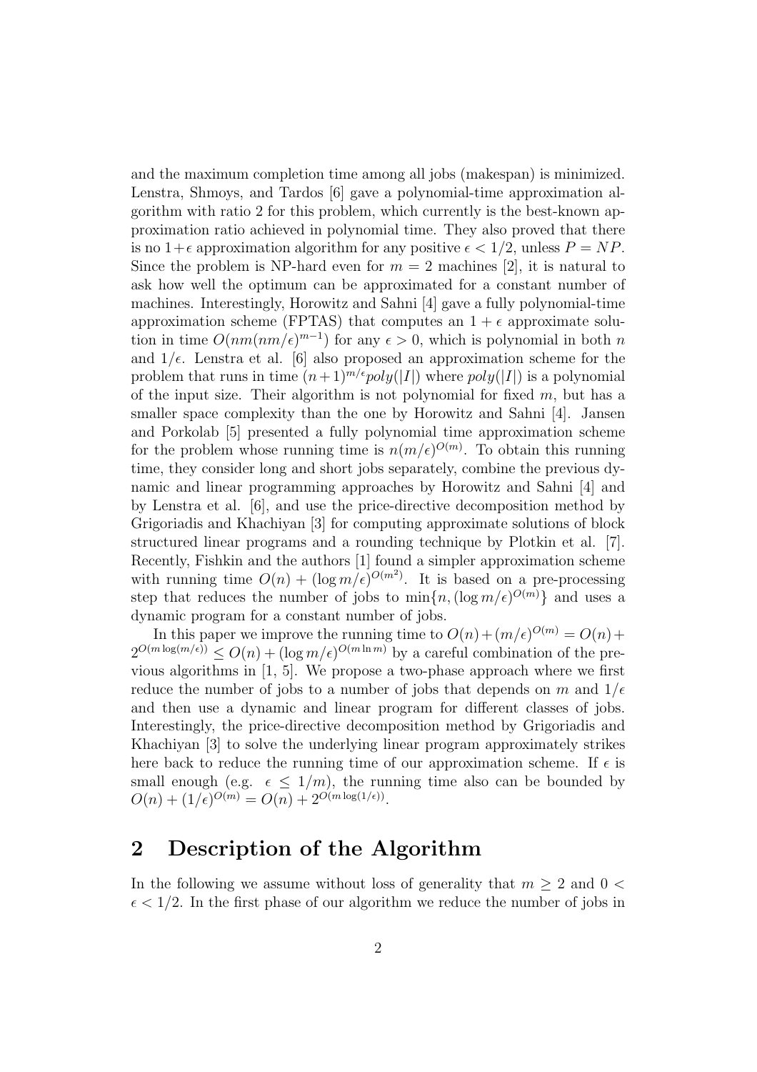and the maximum completion time among all jobs (makespan) is minimized. Lenstra, Shmoys, and Tardos [6] gave a polynomial-time approximation algorithm with ratio 2 for this problem, which currently is the best-known approximation ratio achieved in polynomial time. They also proved that there is no $1+\epsilon$ approximation algorithm for any positive $\epsilon < 1/2$, unless $P = NP$. Since the problem is NP-hard even for $m = 2$ machines [2], it is natural to ask how well the optimum can be approximated for a constant number of machines. Interestingly, Horowitz and Sahni [4] gave a fully polynomial-time approximation scheme (FPTAS) that computes an $1 + \epsilon$ approximate solution in time $O(nm(nm/\epsilon)^{m-1})$ for any $\epsilon > 0$, which is polynomial in both $n$ and $1/\epsilon$. Lenstra et al. [6] also proposed an approximation scheme for the problem that runs in time $(n+1)^{m/\epsilon}poly(|I|)$ where $poly(|I|)$ is a polynomial of the input size. Their algorithm is not polynomial for fixed $m$, but has a smaller space complexity than the one by Horowitz and Sahni [4]. Jansen and Porkolab [5] presented a fully polynomial time approximation scheme for the problem whose running time is $n(m/\epsilon)^{O(m)}$. To obtain this running time, they consider long and short jobs separately, combine the previous dynamic and linear programming approaches by Horowitz and Sahni [4] and by Lenstra et al. [6], and use the price-directive decomposition method by Grigoriadis and Khachiyan [3] for computing approximate solutions of block structured linear programs and a rounding technique by Plotkin et al. [7]. Recently, Fishkin and the authors [1] found a simpler approximation scheme with running time $O(n) + (\log m/\epsilon)^{O(m^2)}$. It is based on a pre-processing step that reduces the number of jobs to $\min\{n, (\log m/\epsilon)^{O(m)}\}$ and uses a dynamic program for a constant number of jobs.

In this paper we improve the running time to $O(n) + (m/\epsilon)^{O(m)} = O(n) + 2^{O(m \log(m/\epsilon))} \leq O(n) + (\log m/\epsilon)^{O(m \ln m)}$ by a careful combination of the previous algorithms in [1, 5]. We propose a two-phase approach where we first reduce the number of jobs to a number of jobs that depends on $m$ and $1/\epsilon$ and then use a dynamic and linear program for different classes of jobs. Interestingly, the price-directive decomposition method by Grigoriadis and Khachiyan [3] to solve the underlying linear program approximately strikes here back to reduce the running time of our approximation scheme. If $\epsilon$ is small enough (e.g. $\epsilon \leq 1/m$), the running time also can be bounded by $O(n) + (1/\epsilon)^{O(m)} = O(n) + 2^{O(m \log(1/\epsilon))}$.

## 2 Description of the Algorithm

In the following we assume without loss of generality that $m \geq 2$ and $0 < \epsilon < 1/2$. In the first phase of our algorithm we reduce the number of jobs in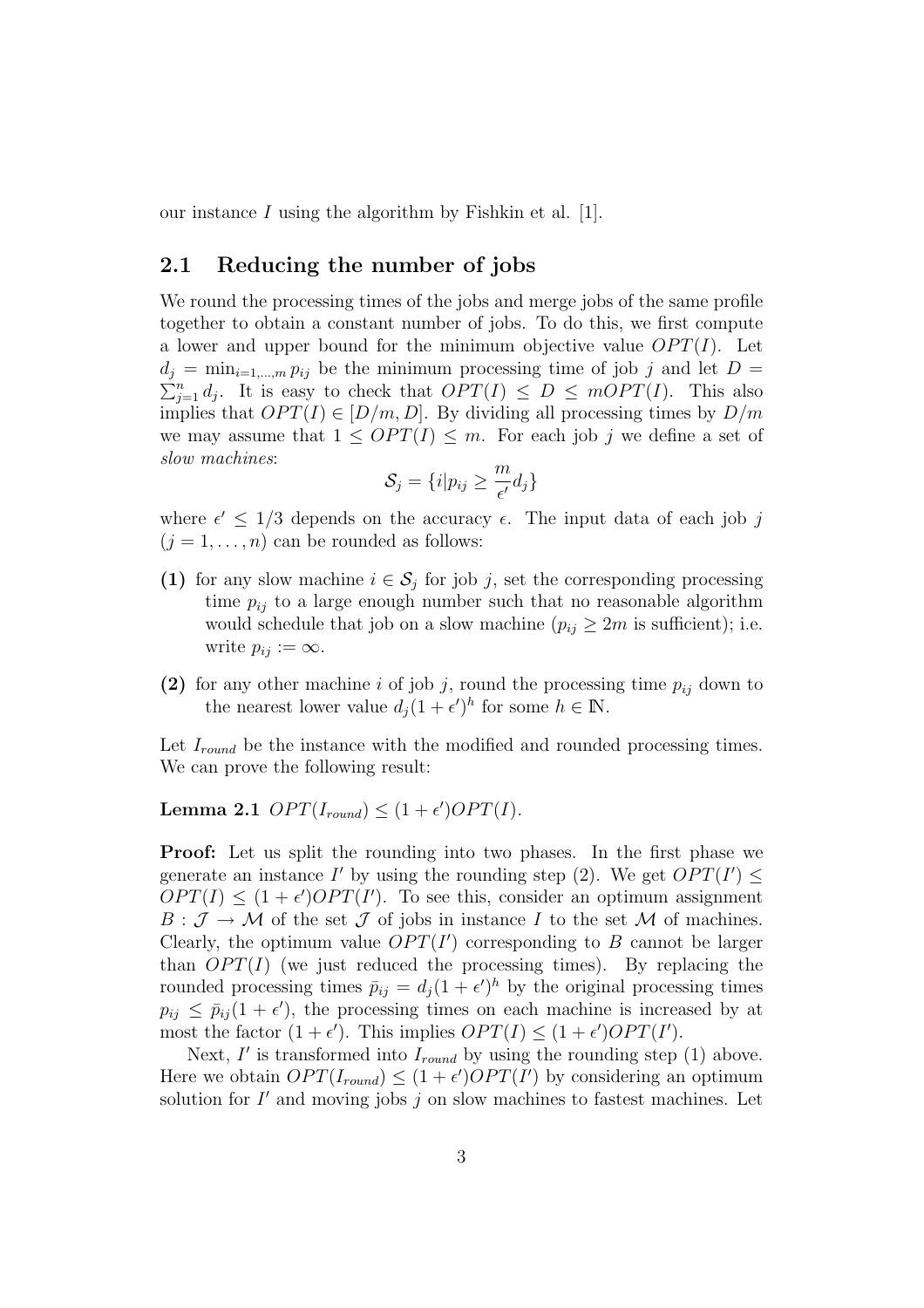our instance $I$ using the algorithm by Fishkin et al. [1].

## 2.1 Reducing the number of jobs

We round the processing times of the jobs and merge jobs of the same profile together to obtain a constant number of jobs. To do this, we first compute a lower and upper bound for the minimum objective value $OPT(I)$. Let $d_j = \min_{i=1,\ldots,m} p_{ij}$ be the minimum processing time of job $j$ and let $D = \sum_{j=1}^{n} d_j$. It is easy to check that $OPT(I) \leq D \leq mOPT(I)$. This also implies that $OPT(I) \in [D/m, D]$. By dividing all processing times by $D/m$ we may assume that $1 \leq OPT(I) \leq m$. For each job $j$ we define a set of *slow machines*:

$$\mathcal{S}_j = \{i | p_{ij} \geq \frac{m}{\epsilon'} d_j\}$$

where $\epsilon' \leq 1/3$ depends on the accuracy $\epsilon$. The input data of each job $j$ $(j = 1, \ldots, n)$ can be rounded as follows:

**(1)** for any slow machine $i \in \mathcal{S}_j$ for job $j$, set the corresponding processing time $p_{ij}$ to a large enough number such that no reasonable algorithm would schedule that job on a slow machine ($p_{ij} \geq 2m$ is sufficient); i.e. write $p_{ij} := \infty$.

**(2)** for any other machine $i$ of job $j$, round the processing time $p_{ij}$ down to the nearest lower value $d_j(1+\epsilon')^h$ for some $h \in \mathbb{N}$.

Let $I_{round}$ be the instance with the modified and rounded processing times. We can prove the following result:

**Lemma 2.1** $OPT(I_{round}) \leq (1+\epsilon')OPT(I)$.

**Proof:** Let us split the rounding into two phases. In the first phase we generate an instance $I'$ by using the rounding step (2). We get $OPT(I') \leq OPT(I) \leq (1+\epsilon')OPT(I')$. To see this, consider an optimum assignment $B : \mathcal{J} \rightarrow \mathcal{M}$ of the set $\mathcal{J}$ of jobs in instance $I$ to the set $\mathcal{M}$ of machines. Clearly, the optimum value $OPT(I')$ corresponding to $B$ cannot be larger than $OPT(I)$ (we just reduced the processing times). By replacing the rounded processing times $\bar{p}_{ij} = d_j(1+\epsilon')^h$ by the original processing times $p_{ij} \leq \bar{p}_{ij}(1+\epsilon')$, the processing times on each machine is increased by at most the factor $(1+\epsilon')$. This implies $OPT(I) \leq (1+\epsilon')OPT(I')$.

Next, $I'$ is transformed into $I_{round}$ by using the rounding step (1) above. Here we obtain $OPT(I_{round}) \leq (1+\epsilon')OPT(I')$ by considering an optimum solution for $I'$ and moving jobs $j$ on slow machines to fastest machines. Let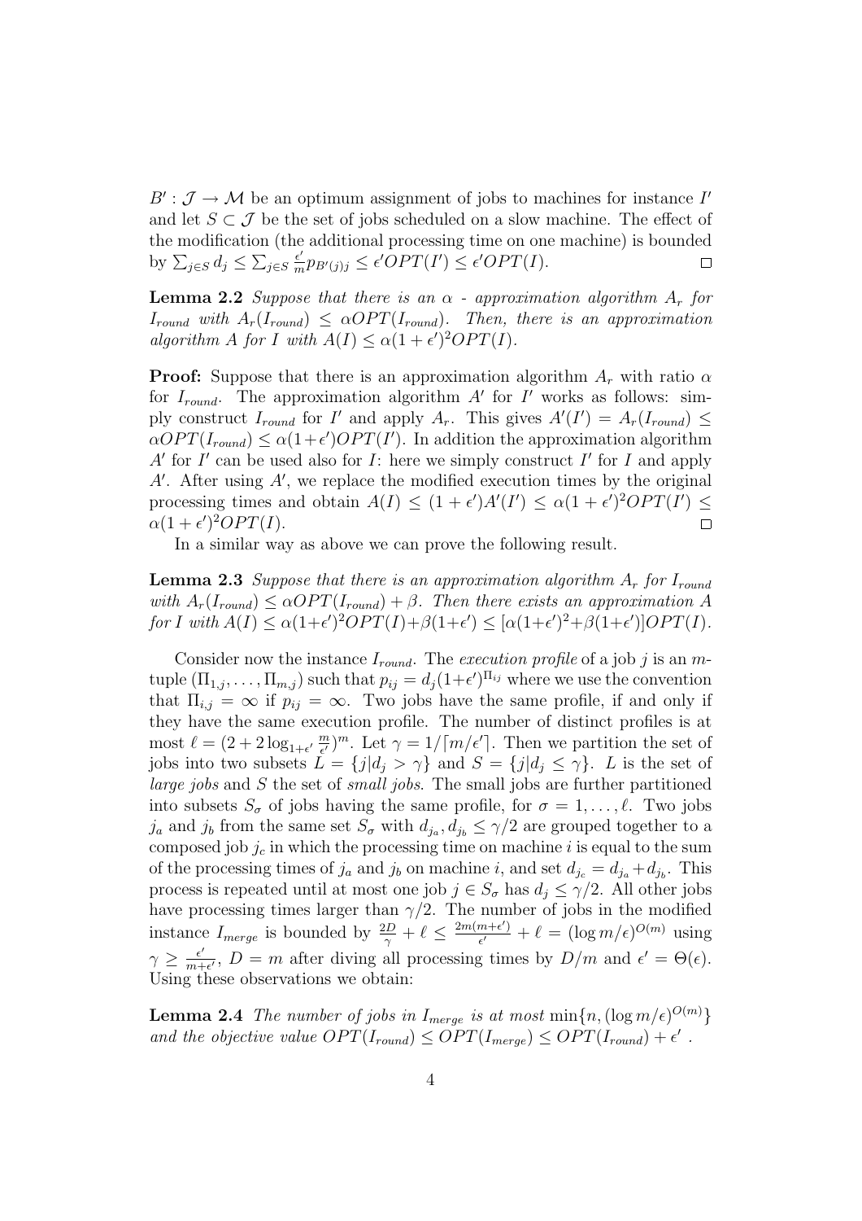$B' : \mathcal{J} \rightarrow \mathcal{M}$ be an optimum assignment of jobs to machines for instance $I'$ and let $S \subset \mathcal{J}$ be the set of jobs scheduled on a slow machine. The effect of the modification (the additional processing time on one machine) is bounded by $\sum_{j \in S} d_j \leq \sum_{j \in S} \frac{\epsilon'}{m} p_{B'(j)j} \leq \epsilon' OPT(I') \leq \epsilon' OPT(I)$. $\square$

**Lemma 2.2** *Suppose that there is an $\alpha$ - approximation algorithm $A_r$ for $I_{round}$ with $A_r(I_{round}) \leq \alpha OPT(I_{round})$. Then, there is an approximation algorithm $A$ for $I$ with $A(I) \leq \alpha(1+\epsilon')^2 OPT(I)$.*

**Proof:** Suppose that there is an approximation algorithm $A_r$ with ratio $\alpha$ for $I_{round}$. The approximation algorithm $A'$ for $I'$ works as follows: simply construct $I_{round}$ for $I'$ and apply $A_r$. This gives $A'(I') = A_r(I_{round}) \leq \alpha OPT(I_{round}) \leq \alpha(1+\epsilon') OPT(I')$. In addition the approximation algorithm $A'$ for $I'$ can be used also for $I$: here we simply construct $I'$ for $I$ and apply $A'$. After using $A'$, we replace the modified execution times by the original processing times and obtain $A(I) \leq (1+\epsilon')A'(I') \leq \alpha(1+\epsilon')^2 OPT(I') \leq \alpha(1+\epsilon')^2 OPT(I)$. $\square$

In a similar way as above we can prove the following result.

**Lemma 2.3** *Suppose that there is an approximation algorithm $A_r$ for $I_{round}$ with $A_r(I_{round}) \leq \alpha OPT(I_{round}) + \beta$. Then there exists an approximation $A$ for $I$ with $A(I) \leq \alpha(1+\epsilon')^2 OPT(I) + \beta(1+\epsilon') \leq [\alpha(1+\epsilon')^2 + \beta(1+\epsilon')] OPT(I)$.*

Consider now the instance $I_{round}$. The *execution profile* of a job $j$ is an $m$-tuple $(\Pi_{1,j}, \ldots, \Pi_{m,j})$ such that $p_{ij} = d_j(1+\epsilon')^{\Pi_{ij}}$ where we use the convention that $\Pi_{i,j} = \infty$ if $p_{ij} = \infty$. Two jobs have the same profile, if and only if they have the same execution profile. The number of distinct profiles is at most $\ell = (2 + 2\log_{1+\epsilon'} \frac{m}{\epsilon'})^m$. Let $\gamma = 1/\lceil m/\epsilon' \rceil$. Then we partition the set of jobs into two subsets $L = \{j | d_j > \gamma\}$ and $S = \{j | d_j \leq \gamma\}$. $L$ is the set of *large jobs* and $S$ the set of *small jobs*. The small jobs are further partitioned into subsets $S_\sigma$ of jobs having the same profile, for $\sigma = 1, \ldots, \ell$. Two jobs $j_a$ and $j_b$ from the same set $S_\sigma$ with $d_{j_a}, d_{j_b} \leq \gamma/2$ are grouped together to a composed job $j_c$ in which the processing time on machine $i$ is equal to the sum of the processing times of $j_a$ and $j_b$ on machine $i$, and set $d_{j_c} = d_{j_a} + d_{j_b}$. This process is repeated until at most one job $j \in S_\sigma$ has $d_j \leq \gamma/2$. All other jobs have processing times larger than $\gamma/2$. The number of jobs in the modified instance $I_{merge}$ is bounded by $\frac{2D}{\gamma} + \ell \leq \frac{2m(m+\epsilon')}{\epsilon'} + \ell = (\log m/\epsilon)^{O(m)}$ using $\gamma \geq \frac{\epsilon'}{m+\epsilon'}$, $D = m$ after diving all processing times by $D/m$ and $\epsilon' = \Theta(\epsilon)$. Using these observations we obtain:

**Lemma 2.4** *The number of jobs in $I_{merge}$ is at most $\min\{n, (\log m/\epsilon)^{O(m)}\}$ and the objective value $OPT(I_{round}) \leq OPT(I_{merge}) \leq OPT(I_{round}) + \epsilon'$ .*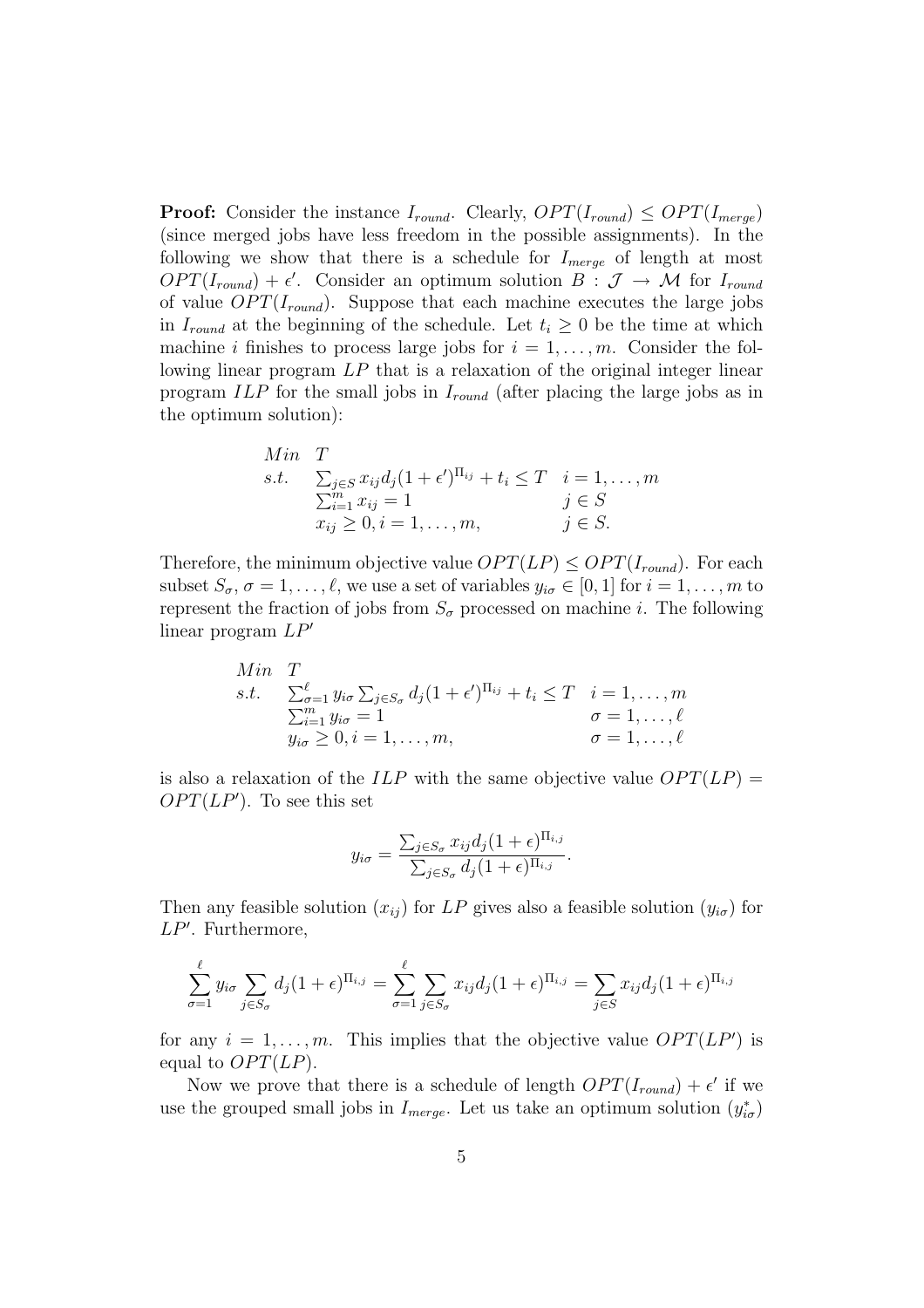**Proof:** Consider the instance $I_{round}$. Clearly, $OPT(I_{round}) \leq OPT(I_{merge})$ (since merged jobs have less freedom in the possible assignments). In the following we show that there is a schedule for $I_{merge}$ of length at most $OPT(I_{round}) + \epsilon'$. Consider an optimum solution $B : \mathcal{J} \rightarrow \mathcal{M}$ for $I_{round}$ of value $OPT(I_{round})$. Suppose that each machine executes the large jobs in $I_{round}$ at the beginning of the schedule. Let $t_i \geq 0$ be the time at which machine $i$ finishes to process large jobs for $i = 1, \ldots, m$. Consider the following linear program $LP$ that is a relaxation of the original integer linear program $ILP$ for the small jobs in $I_{round}$ (after placing the large jobs as in the optimum solution):

$$
\begin{array}{lll}
Min & T & \\
s.t. & \sum_{j \in S} x_{ij} d_j (1+\epsilon')^{\Pi_{ij}} + t_i \leq T & i = 1, \ldots, m \\
& \sum_{i=1}^{m} x_{ij} = 1 & j \in S \\
& x_{ij} \geq 0, i = 1, \ldots, m, & j \in S.
\end{array}
$$

Therefore, the minimum objective value $OPT(LP) \leq OPT(I_{round})$. For each subset $S_\sigma$, $\sigma = 1, \ldots, \ell$, we use a set of variables $y_{i\sigma} \in [0, 1]$ for $i = 1, \ldots, m$ to represent the fraction of jobs from $S_\sigma$ processed on machine $i$. The following linear program $LP'$

$$
\begin{array}{lll}
Min & T & \\
s.t. & \sum_{\sigma=1}^{\ell} y_{i\sigma} \sum_{j \in S_\sigma} d_j (1+\epsilon')^{\Pi_{ij}} + t_i \leq T & i = 1, \ldots, m \\
& \sum_{i=1}^{m} y_{i\sigma} = 1 & \sigma = 1, \ldots, \ell \\
& y_{i\sigma} \geq 0, i = 1, \ldots, m, & \sigma = 1, \ldots, \ell
\end{array}
$$

is also a relaxation of the $ILP$ with the same objective value $OPT(LP) = OPT(LP')$. To see this set

$$
y_{i\sigma} = \frac{\sum_{j \in S_\sigma} x_{ij} d_j (1+\epsilon)^{\Pi_{i,j}}}{\sum_{j \in S_\sigma} d_j (1+\epsilon)^{\Pi_{i,j}}}.
$$

Then any feasible solution $(x_{ij})$ for $LP$ gives also a feasible solution $(y_{i\sigma})$ for $LP'$. Furthermore,

$$
\sum_{\sigma=1}^{\ell} y_{i\sigma} \sum_{j \in S_\sigma} d_j (1+\epsilon)^{\Pi_{i,j}} = \sum_{\sigma=1}^{\ell} \sum_{j \in S_\sigma} x_{ij} d_j (1+\epsilon)^{\Pi_{i,j}} = \sum_{j \in S} x_{ij} d_j (1+\epsilon)^{\Pi_{i,j}}
$$

for any $i = 1, \ldots, m$. This implies that the objective value $OPT(LP')$ is equal to $OPT(LP)$.

Now we prove that there is a schedule of length $OPT(I_{round}) + \epsilon'$ if we use the grouped small jobs in $I_{merge}$. Let us take an optimum solution $(y^*_{i\sigma})$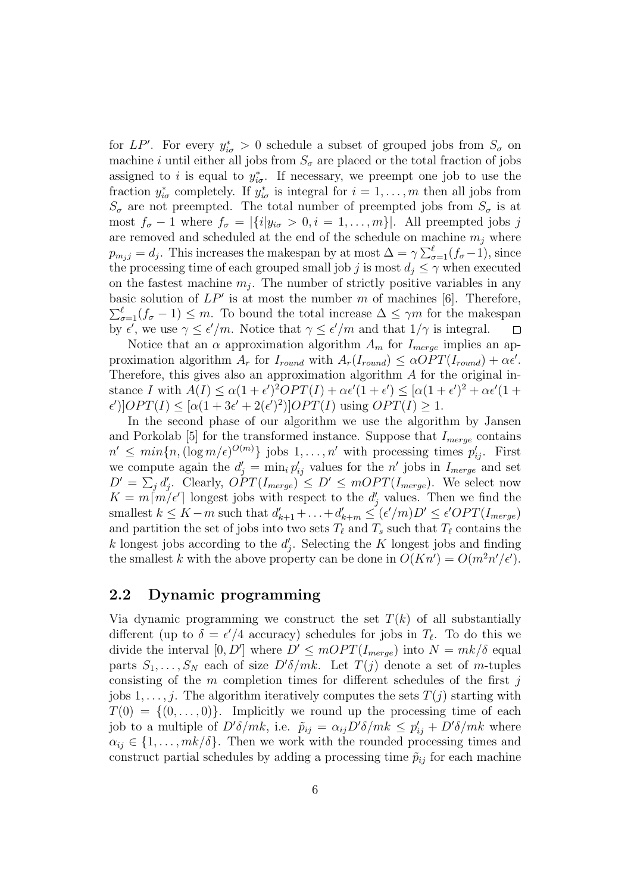for $LP'$. For every $y^*_{i\sigma} > 0$ schedule a subset of grouped jobs from $S_\sigma$ on machine $i$ until either all jobs from $S_\sigma$ are placed or the total fraction of jobs assigned to $i$ is equal to $y^*_{i\sigma}$. If necessary, we preempt one job to use the fraction $y^*_{i\sigma}$ completely. If $y^*_{i\sigma}$ is integral for $i = 1, \ldots, m$ then all jobs from $S_\sigma$ are not preempted. The total number of preempted jobs from $S_\sigma$ is at most $f_\sigma - 1$ where $f_\sigma = |\{i|y_{i\sigma} > 0, i = 1, \ldots, m\}|$. All preempted jobs $j$ are removed and scheduled at the end of the schedule on machine $m_j$ where $p_{m_j j} = d_j$. This increases the makespan by at most $\Delta = \gamma \sum_{\sigma=1}^{\ell}(f_\sigma - 1)$, since the processing time of each grouped small job $j$ is most $d_j \le \gamma$ when executed on the fastest machine $m_j$. The number of strictly positive variables in any basic solution of $LP'$ is at most the number $m$ of machines [6]. Therefore, $\sum_{\sigma=1}^{\ell}(f_\sigma - 1) \le m$. To bound the total increase $\Delta \le \gamma m$ for the makespan by $\epsilon'$, we use $\gamma \le \epsilon'/m$. Notice that $\gamma \le \epsilon'/m$ and that $1/\gamma$ is integral. □

Notice that an $\alpha$ approximation algorithm $A_m$ for $I_{merge}$ implies an approximation algorithm $A_r$ for $I_{round}$ with $A_r(I_{round}) \le \alpha OPT(I_{round}) + \alpha\epsilon'$. Therefore, this gives also an approximation algorithm $A$ for the original instance $I$ with $A(I) \le \alpha(1+\epsilon')^2 OPT(I) + \alpha\epsilon'(1+\epsilon') \le [\alpha(1+\epsilon')^2 + \alpha\epsilon'(1+\epsilon')]OPT(I) \le [\alpha(1 + 3\epsilon' + 2(\epsilon')^2)]OPT(I)$ using $OPT(I) \ge 1$.

In the second phase of our algorithm we use the algorithm by Jansen and Porkolab [5] for the transformed instance. Suppose that $I_{merge}$ contains $n' \le min\{n, (\log m/\epsilon)^{O(m)}\}$ jobs $1, \ldots, n'$ with processing times $p'_{ij}$. First we compute again the $d'_j = \min_i p'_{ij}$ values for the $n'$ jobs in $I_{merge}$ and set $D' = \sum_j d'_j$. Clearly, $OPT(I_{merge}) \le D' \le mOPT(I_{merge})$. We select now $K = m\lceil m/\epsilon' \rceil$ longest jobs with respect to the $d'_j$ values. Then we find the smallest $k \le K - m$ such that $d'_{k+1} + \ldots + d'_{k+m} \le (\epsilon'/m)D' \le \epsilon' OPT(I_{merge})$ and partition the set of jobs into two sets $T_\ell$ and $T_s$ such that $T_\ell$ contains the $k$ longest jobs according to the $d'_j$. Selecting the $K$ longest jobs and finding the smallest $k$ with the above property can be done in $O(Kn') = O(m^2 n'/\epsilon')$.

## 2.2 Dynamic programming

Via dynamic programming we construct the set $T(k)$ of all substantially different (up to $\delta = \epsilon'/4$ accuracy) schedules for jobs in $T_\ell$. To do this we divide the interval $[0, D']$ where $D' \le mOPT(I_{merge})$ into $N = mk/\delta$ equal parts $S_1, \ldots, S_N$ each of size $D'\delta/mk$. Let $T(j)$ denote a set of $m$-tuples consisting of the $m$ completion times for different schedules of the first $j$ jobs $1, \ldots, j$. The algorithm iteratively computes the sets $T(j)$ starting with $T(0) = \{(0, \ldots, 0)\}$. Implicitly we round up the processing time of each job to a multiple of $D'\delta/mk$, i.e. $\tilde{p}_{ij} = \alpha_{ij} D'\delta/mk \le p'_{ij} + D'\delta/mk$ where $\alpha_{ij} \in \{1, \ldots, mk/\delta\}$. Then we work with the rounded processing times and construct partial schedules by adding a processing time $\tilde{p}_{ij}$ for each machine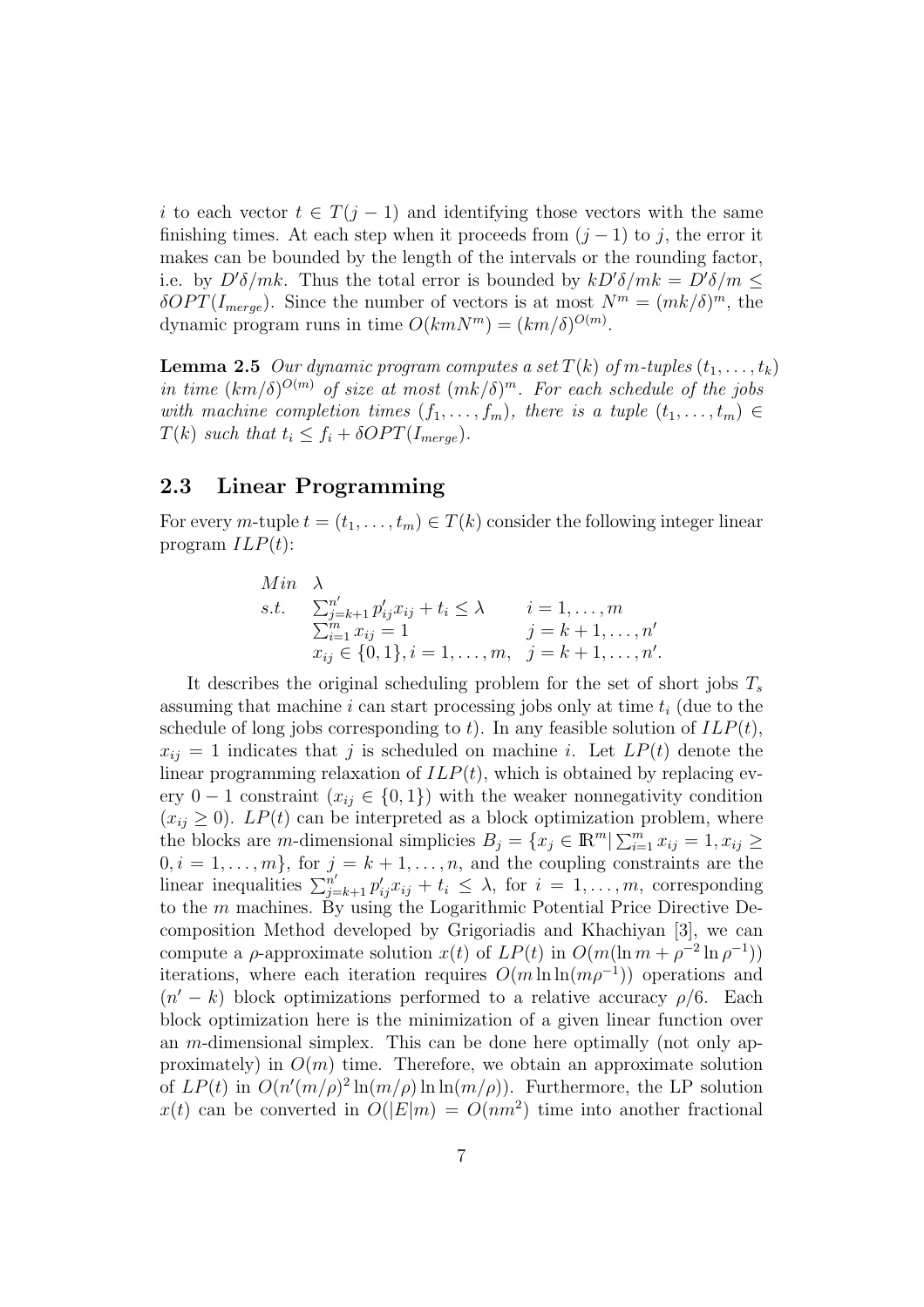$i$ to each vector $t \in T(j-1)$ and identifying those vectors with the same finishing times. At each step when it proceeds from $(j-1)$ to $j$, the error it makes can be bounded by the length of the intervals or the rounding factor, i.e. by $D'\delta/mk$. Thus the total error is bounded by $kD'\delta/mk = D'\delta/m \leq \delta OPT(I_{merge})$. Since the number of vectors is at most $N^m = (mk/\delta)^m$, the dynamic program runs in time $O(kmN^m) = (km/\delta)^{O(m)}$.

**Lemma 2.5** *Our dynamic program computes a set $T(k)$ of $m$-tuples $(t_1, \ldots, t_k)$ in time $(km/\delta)^{O(m)}$ of size at most $(mk/\delta)^m$. For each schedule of the jobs with machine completion times $(f_1, \ldots, f_m)$, there is a tuple $(t_1, \ldots, t_m) \in T(k)$ such that $t_i \leq f_i + \delta OPT(I_{merge})$.*

## 2.3 Linear Programming

For every $m$-tuple $t = (t_1, \ldots, t_m) \in T(k)$ consider the following integer linear program $ILP(t)$:

$$
\begin{array}{lll}
Min & \lambda & \\
s.t. & \sum_{j=k+1}^{n'} p'_{ij} x_{ij} + t_i \leq \lambda & i = 1, \ldots, m \\
 & \sum_{i=1}^{m} x_{ij} = 1 & j = k+1, \ldots, n' \\
 & x_{ij} \in \{0,1\}, i = 1, \ldots, m, & j = k+1, \ldots, n'.
\end{array}
$$

It describes the original scheduling problem for the set of short jobs $T_s$ assuming that machine $i$ can start processing jobs only at time $t_i$ (due to the schedule of long jobs corresponding to $t$). In any feasible solution of $ILP(t)$, $x_{ij} = 1$ indicates that $j$ is scheduled on machine $i$. Let $LP(t)$ denote the linear programming relaxation of $ILP(t)$, which is obtained by replacing every $0-1$ constraint $(x_{ij} \in \{0,1\})$ with the weaker nonnegativity condition $(x_{ij} \geq 0)$. $LP(t)$ can be interpreted as a block optimization problem, where the blocks are $m$-dimensional simplicies $B_j = \{x_j \in \mathbb{R}^m | \sum_{i=1}^{m} x_{ij} = 1, x_{ij} \geq 0, i = 1, \ldots, m\}$, for $j = k+1, \ldots, n$, and the coupling constraints are the linear inequalities $\sum_{j=k+1}^{n'} p'_{ij} x_{ij} + t_i \leq \lambda$, for $i = 1, \ldots, m$, corresponding to the $m$ machines. By using the Logarithmic Potential Price Directive Decomposition Method developed by Grigoriadis and Khachiyan [3], we can compute a $\rho$-approximate solution $x(t)$ of $LP(t)$ in $O(m(\ln m + \rho^{-2} \ln \rho^{-1}))$ iterations, where each iteration requires $O(m \ln \ln(m\rho^{-1}))$ operations and $(n' - k)$ block optimizations performed to a relative accuracy $\rho/6$. Each block optimization here is the minimization of a given linear function over an $m$-dimensional simplex. This can be done here optimally (not only approximately) in $O(m)$ time. Therefore, we obtain an approximate solution of $LP(t)$ in $O(n'(m/\rho)^2 \ln(m/\rho) \ln \ln(m/\rho))$. Furthermore, the LP solution $x(t)$ can be converted in $O(|E|m) = O(nm^2)$ time into another fractional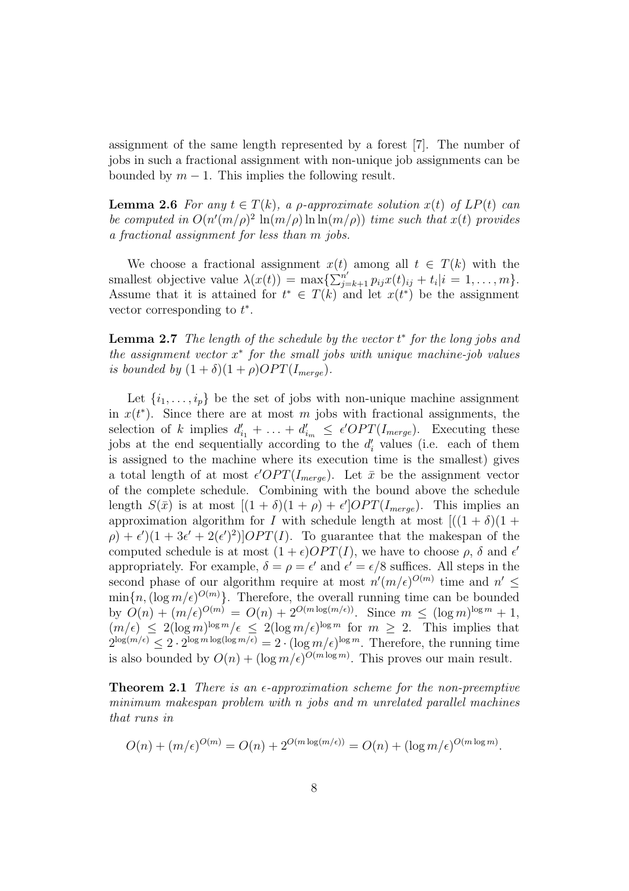assignment of the same length represented by a forest [7]. The number of jobs in such a fractional assignment with non-unique job assignments can be bounded by $m-1$. This implies the following result.

**Lemma 2.6** *For any $t \in T(k)$, a $\rho$-approximate solution $x(t)$ of $LP(t)$ can be computed in $O(n'(m/\rho)^2 \ln(m/\rho) \ln\ln(m/\rho))$ time such that $x(t)$ provides a fractional assignment for less than $m$ jobs.*

We choose a fractional assignment $x(t)$ among all $t \in T(k)$ with the smallest objective value $\lambda(x(t)) = \max\{\sum_{j=k+1}^{n'} p_{ij} x(t)_{ij} + t_i | i = 1, \ldots, m\}$. Assume that it is attained for $t^* \in T(k)$ and let $x(t^*)$ be the assignment vector corresponding to $t^*$.

**Lemma 2.7** *The length of the schedule by the vector $t^*$ for the long jobs and the assignment vector $x^*$ for the small jobs with unique machine-job values is bounded by $(1+\delta)(1+\rho)OPT(I_{merge})$.*

Let $\{i_1, \ldots, i_p\}$ be the set of jobs with non-unique machine assignment in $x(t^*)$. Since there are at most $m$ jobs with fractional assignments, the selection of $k$ implies $d'_{i_1} + \ldots + d'_{i_m} \leq \epsilon' OPT(I_{merge})$. Executing these jobs at the end sequentially according to the $d'_i$ values (i.e. each of them is assigned to the machine where its execution time is the smallest) gives a total length of at most $\epsilon' OPT(I_{merge})$. Let $\bar{x}$ be the assignment vector of the complete schedule. Combining with the bound above the schedule length $S(\bar{x})$ is at most $[(1+\delta)(1+\rho) + \epsilon']OPT(I_{merge})$. This implies an approximation algorithm for $I$ with schedule length at most $[((1+\delta)(1+\rho)+\epsilon')(1+3\epsilon'+2(\epsilon')^2)]OPT(I)$. To guarantee that the makespan of the computed schedule is at most $(1+\epsilon)OPT(I)$, we have to choose $\rho$, $\delta$ and $\epsilon'$ appropriately. For example, $\delta = \rho = \epsilon'$ and $\epsilon' = \epsilon/8$ suffices. All steps in the second phase of our algorithm require at most $n'(m/\epsilon)^{O(m)}$ time and $n' \leq \min\{n, (\log m/\epsilon)^{O(m)}\}$. Therefore, the overall running time can be bounded by $O(n) + (m/\epsilon)^{O(m)} = O(n) + 2^{O(m \log(m/\epsilon))}$. Since $m \leq (\log m)^{\log m} + 1$, $(m/\epsilon) \leq 2(\log m)^{\log m}/\epsilon \leq 2(\log m/\epsilon)^{\log m}$ for $m \geq 2$. This implies that $2^{\log(m/\epsilon)} \leq 2 \cdot 2^{\log m \log(\log m/\epsilon)} = 2 \cdot (\log m/\epsilon)^{\log m}$. Therefore, the running time is also bounded by $O(n) + (\log m/\epsilon)^{O(m \log m)}$. This proves our main result.

**Theorem 2.1** *There is an $\epsilon$-approximation scheme for the non-preemptive minimum makespan problem with $n$ jobs and $m$ unrelated parallel machines that runs in*

$$O(n) + (m/\epsilon)^{O(m)} = O(n) + 2^{O(m \log(m/\epsilon))} = O(n) + (\log m/\epsilon)^{O(m \log m)}.$$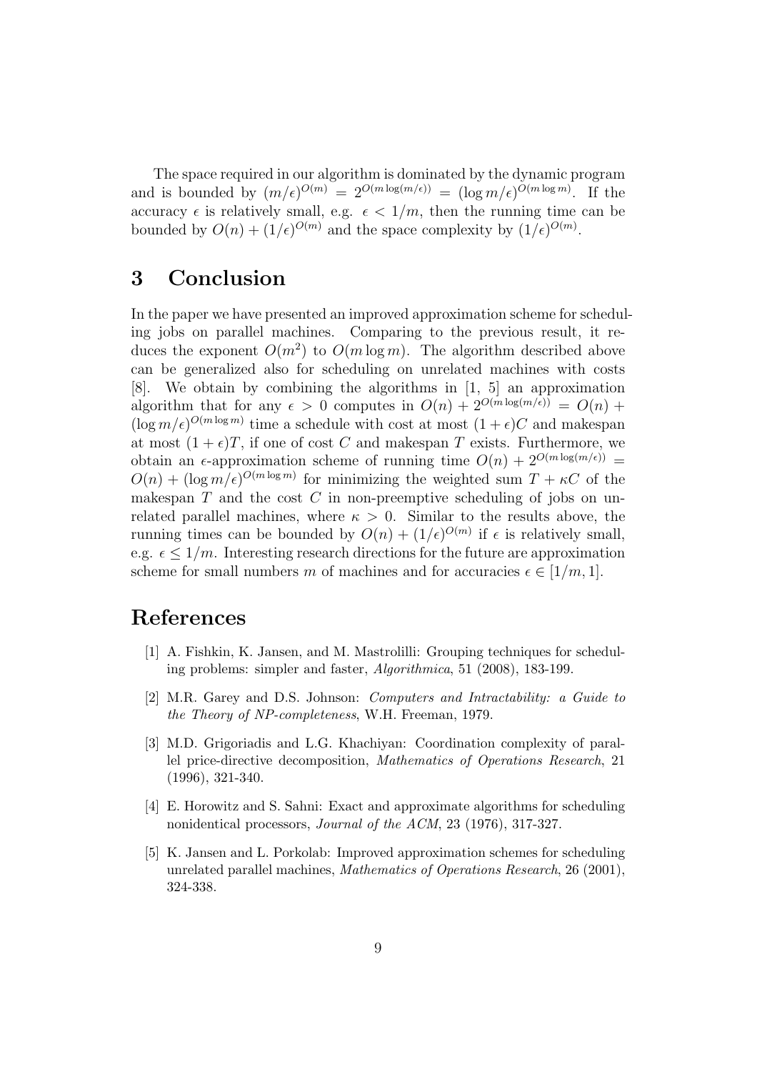The space required in our algorithm is dominated by the dynamic program and is bounded by $(m/\epsilon)^{O(m)} = 2^{O(m \log(m/\epsilon))} = (\log m/\epsilon)^{O(m \log m)}$. If the accuracy $\epsilon$ is relatively small, e.g. $\epsilon < 1/m$, then the running time can be bounded by $O(n) + (1/\epsilon)^{O(m)}$ and the space complexity by $(1/\epsilon)^{O(m)}$.

# 3 Conclusion

In the paper we have presented an improved approximation scheme for scheduling jobs on parallel machines. Comparing to the previous result, it reduces the exponent $O(m^2)$ to $O(m \log m)$. The algorithm described above can be generalized also for scheduling on unrelated machines with costs [8]. We obtain by combining the algorithms in [1, 5] an approximation algorithm that for any $\epsilon > 0$ computes in $O(n) + 2^{O(m \log(m/\epsilon))} = O(n) + (\log m/\epsilon)^{O(m \log m)}$ time a schedule with cost at most $(1+\epsilon)C$ and makespan at most $(1+\epsilon)T$, if one of cost $C$ and makespan $T$ exists. Furthermore, we obtain an $\epsilon$-approximation scheme of running time $O(n) + 2^{O(m \log(m/\epsilon))} = O(n) + (\log m/\epsilon)^{O(m \log m)}$ for minimizing the weighted sum $T + \kappa C$ of the makespan $T$ and the cost $C$ in non-preemptive scheduling of jobs on unrelated parallel machines, where $\kappa > 0$. Similar to the results above, the running times can be bounded by $O(n) + (1/\epsilon)^{O(m)}$ if $\epsilon$ is relatively small, e.g. $\epsilon \leq 1/m$. Interesting research directions for the future are approximation scheme for small numbers $m$ of machines and for accuracies $\epsilon \in [1/m, 1]$.

# References

[1] A. Fishkin, K. Jansen, and M. Mastrolilli: Grouping techniques for scheduling problems: simpler and faster, *Algorithmica*, 51 (2008), 183-199.

[2] M.R. Garey and D.S. Johnson: *Computers and Intractability: a Guide to the Theory of NP-completeness*, W.H. Freeman, 1979.

[3] M.D. Grigoriadis and L.G. Khachiyan: Coordination complexity of parallel price-directive decomposition, *Mathematics of Operations Research*, 21 (1996), 321-340.

[4] E. Horowitz and S. Sahni: Exact and approximate algorithms for scheduling nonidentical processors, *Journal of the ACM*, 23 (1976), 317-327.

[5] K. Jansen and L. Porkolab: Improved approximation schemes for scheduling unrelated parallel machines, *Mathematics of Operations Research*, 26 (2001), 324-338.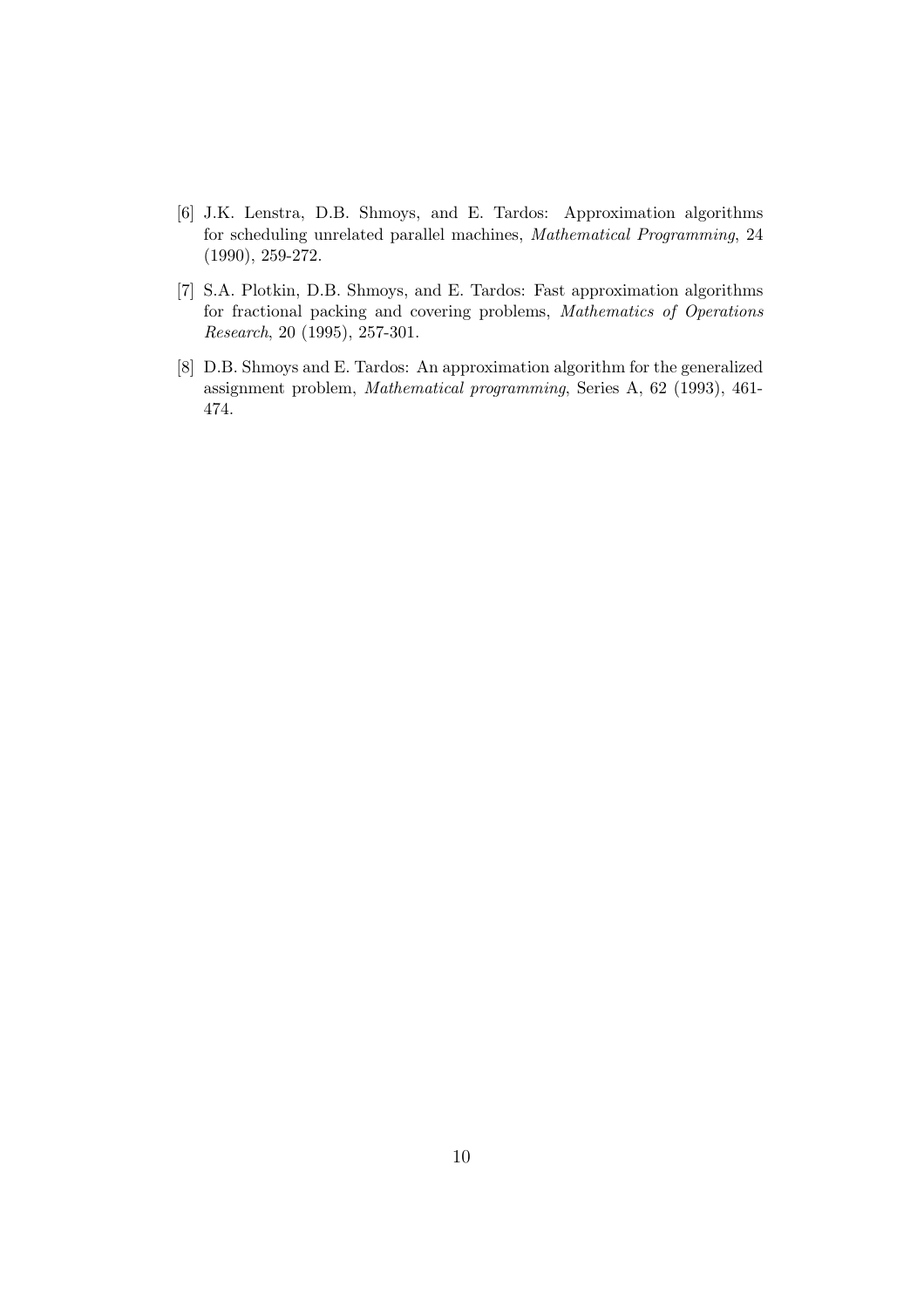[6] J.K. Lenstra, D.B. Shmoys, and E. Tardos: Approximation algorithms for scheduling unrelated parallel machines, *Mathematical Programming*, 24 (1990), 259-272.

[7] S.A. Plotkin, D.B. Shmoys, and E. Tardos: Fast approximation algorithms for fractional packing and covering problems, *Mathematics of Operations Research*, 20 (1995), 257-301.

[8] D.B. Shmoys and E. Tardos: An approximation algorithm for the generalized assignment problem, *Mathematical programming*, Series A, 62 (1993), 461-474.